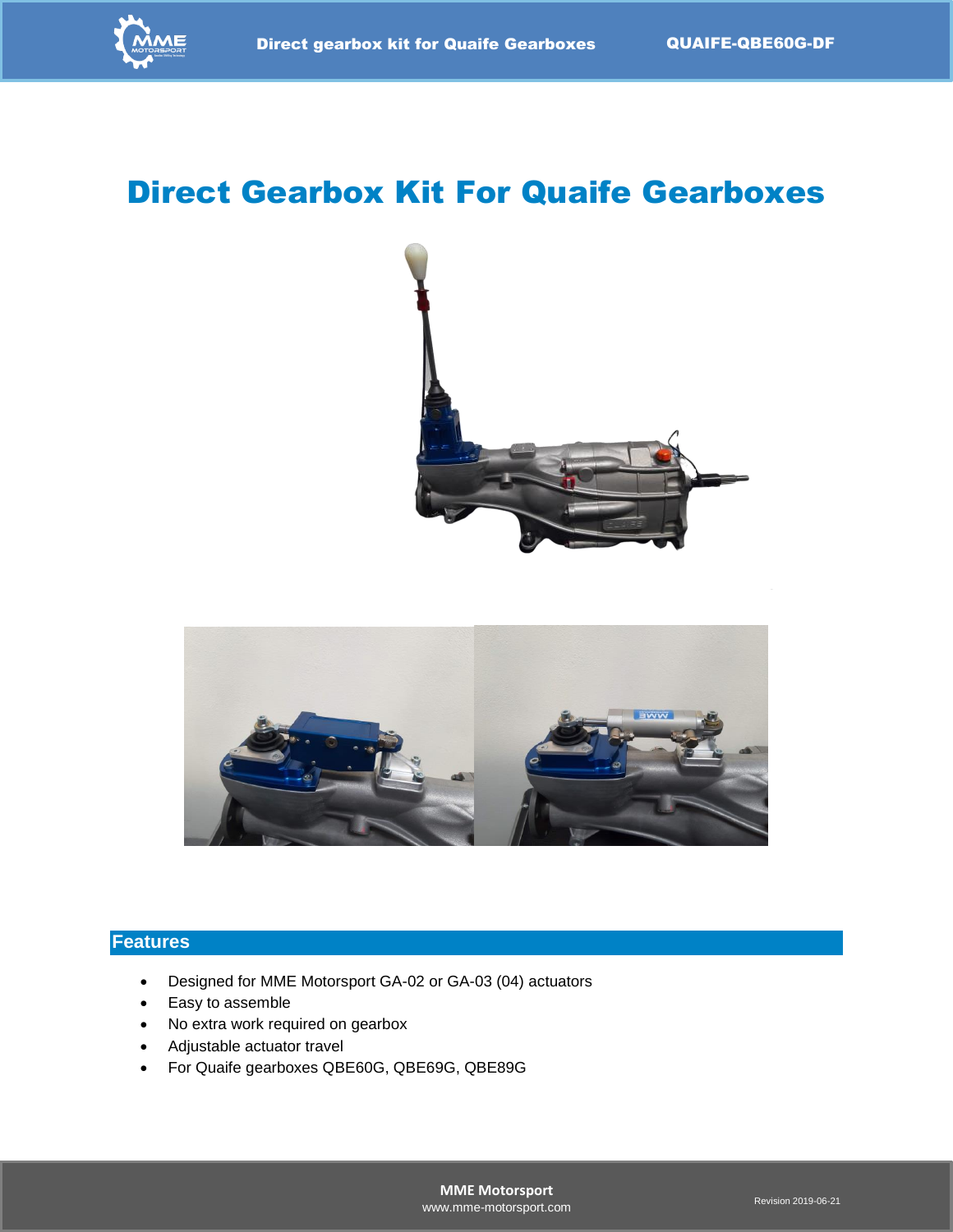# Direct Gearbox Kit For Quaife Gearboxes

## Features

- Designed for MME Motorsport GA-02 or GA-03 (04) actuators
- Easy to assemble
- No extra work required on gearbox
- Adjustable actuator travel
- For Quaife gearboxes QBE60G, QBE69G, QBE89G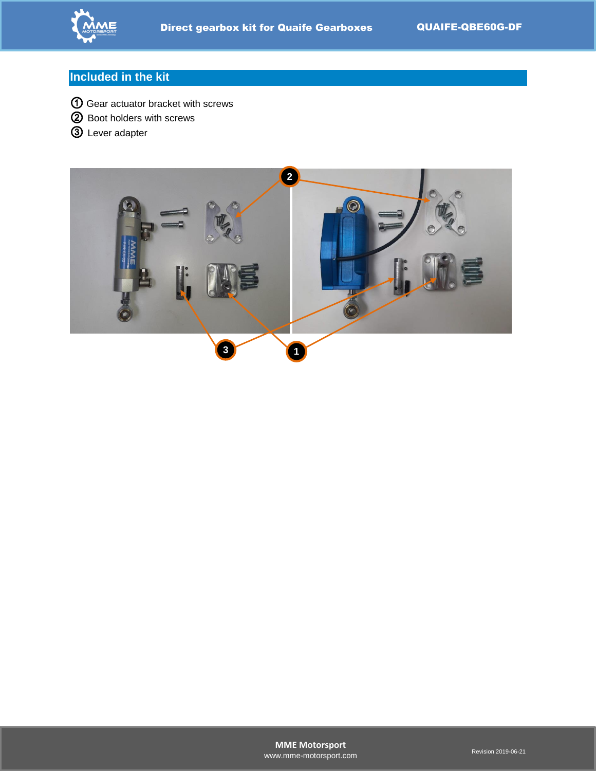## Included in the kit

① Gear actuator bracket with screws
② Boot holders with screws
③ Lever adapter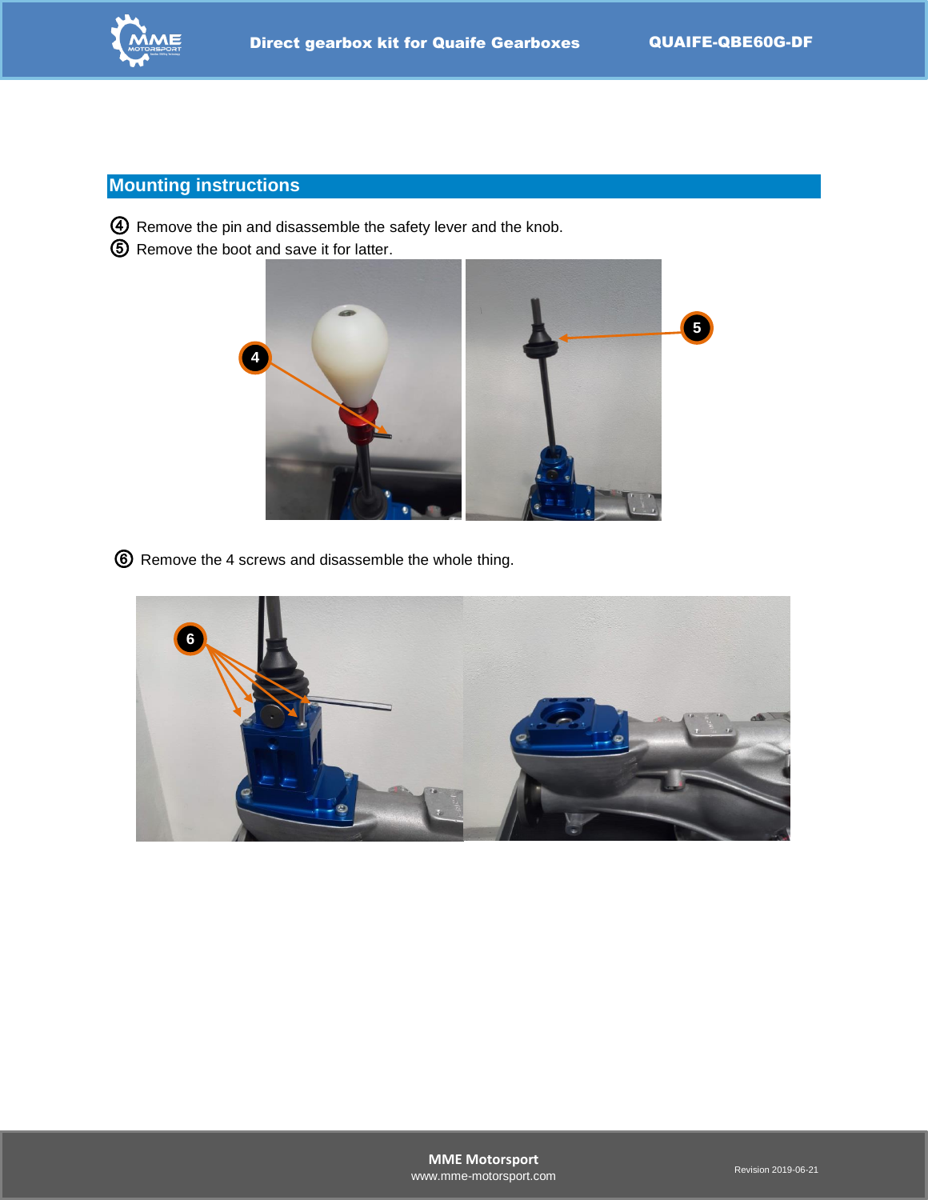## Mounting instructions

④ Remove the pin and disassemble the safety lever and the knob.
⑤ Remove the boot and save it for latter.

⑥ Remove the 4 screws and disassemble the whole thing.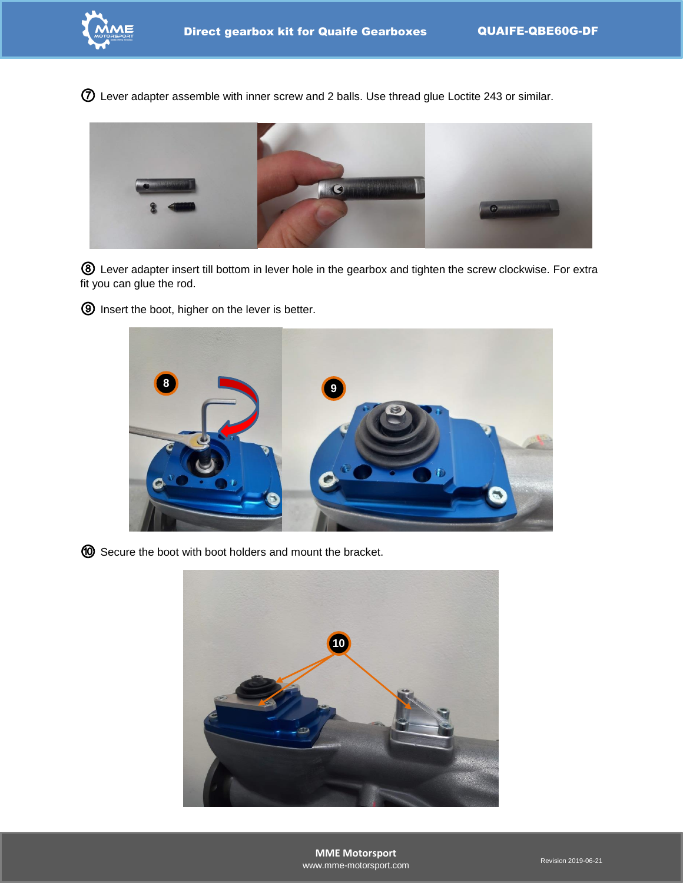⑦ Lever adapter assemble with inner screw and 2 balls. Use thread glue Loctite 243 or similar.

⑧ Lever adapter insert till bottom in lever hole in the gearbox and tighten the screw clockwise. For extra fit you can glue the rod.

⑨ Insert the boot, higher on the lever is better.

⑩ Secure the boot with boot holders and mount the bracket.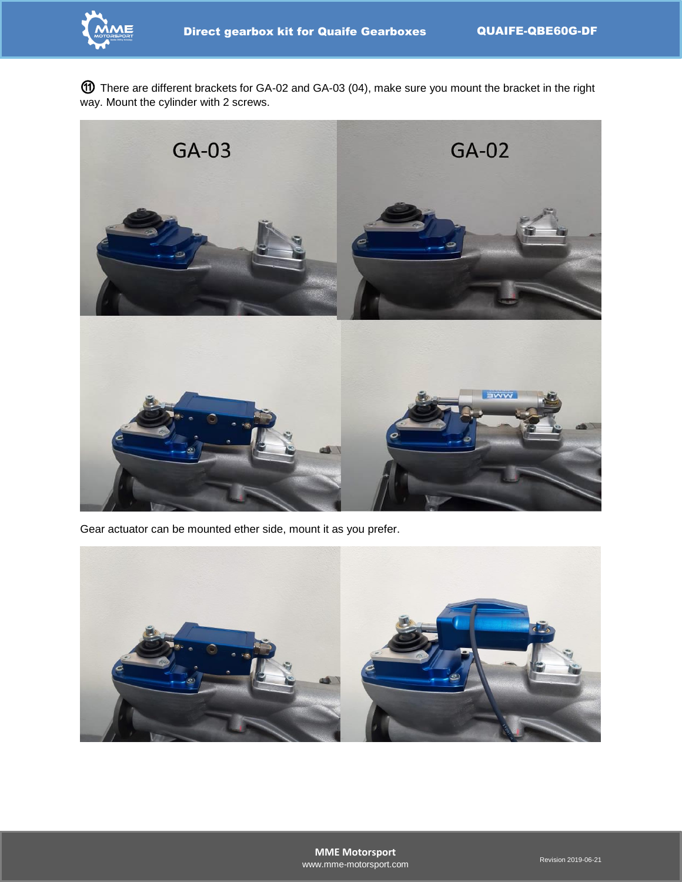⑪ There are different brackets for GA-02 and GA-03 (04), make sure you mount the bracket in the right way. Mount the cylinder with 2 screws.

Gear actuator can be mounted ether side, mount it as you prefer.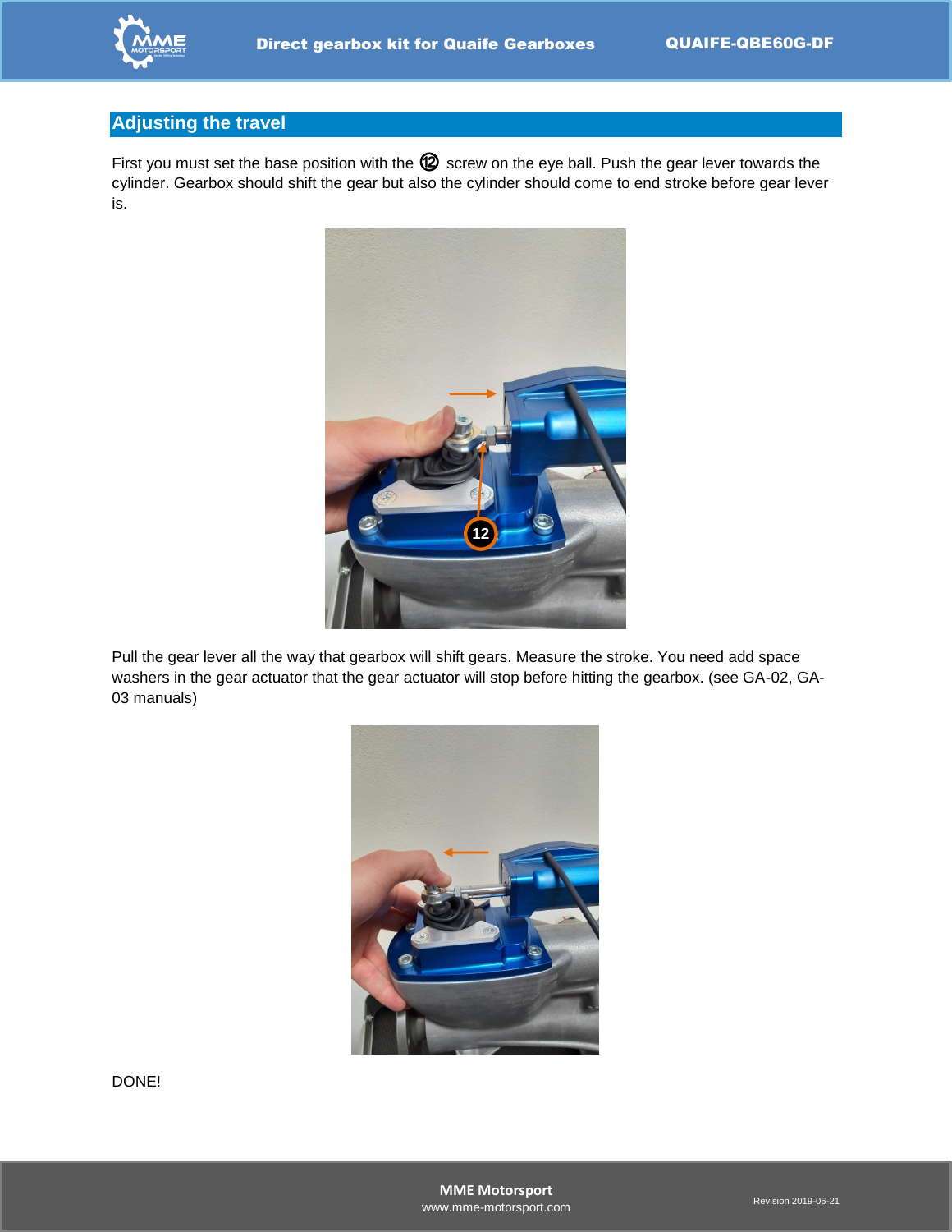## Adjusting the travel

First you must set the base position with the ⑫ screw on the eye ball. Push the gear lever towards the cylinder. Gearbox should shift the gear but also the cylinder should come to end stroke before gear lever is.

Pull the gear lever all the way that gearbox will shift gears. Measure the stroke. You need add space washers in the gear actuator that the gear actuator will stop before hitting the gearbox. (see GA-02, GA-03 manuals)

DONE!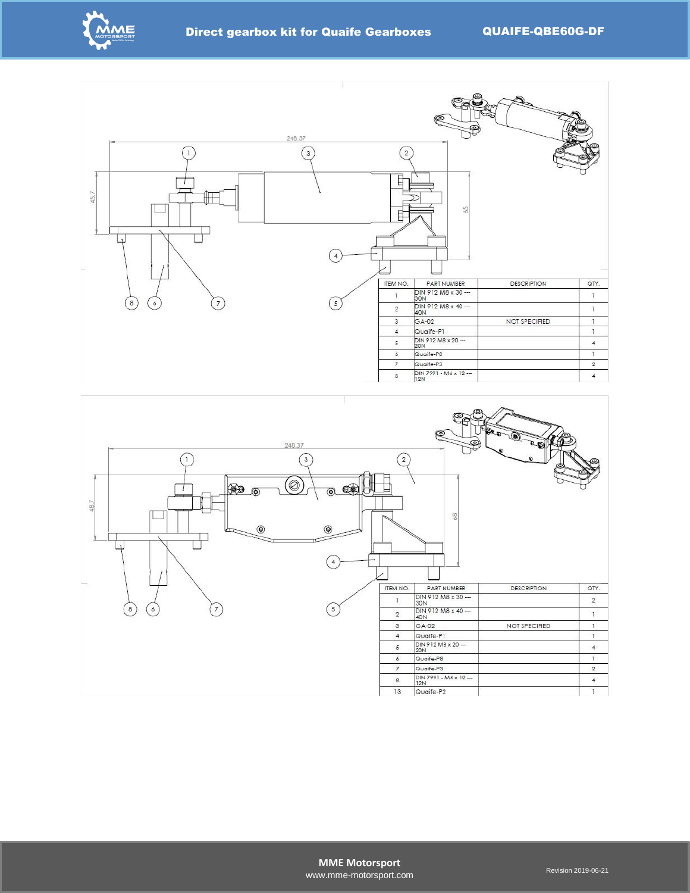| ITEM NO. | PART NUMBER | DESCRIPTION | QTY. |
|---|---|---|---|
| 1 | DIN 912 M8 x 30 --- 30N | | 1 |
| 2 | DIN 912 M8 x 40 --- 40N | | 1 |
| 3 | GA-02 | NOT SPECIFIED | 1 |
| 4 | Quaife-P1 | | 1 |
| 5 | DIN 912 M8 x 20 --- 20N | | 4 |
| 6 | Quaife-P8 | | 1 |
| 7 | Quaife-P3 | | 2 |
| 8 | DIN 7991 - M6 x 12 --- 12N | | 4 |

| ITEM NO. | PART NUMBER | DESCRIPTION | QTY. |
|---|---|---|---|
| 1 | DIN 912 M8 x 30 --- 30N | | 2 |
| 2 | DIN 912 M8 x 40 --- 40N | | 1 |
| 3 | GA-02 | NOT SPECIFIED | 1 |
| 4 | Quaife-P1 | | 1 |
| 5 | DIN 912 M8 x 20 --- 20N | | 4 |
| 6 | Quaife-P8 | | 1 |
| 7 | Quaife-P3 | | 2 |
| 8 | DIN 7991 - M6 x 12 --- 12N | | 4 |
| 13 | Quaife-P2 | | 1 |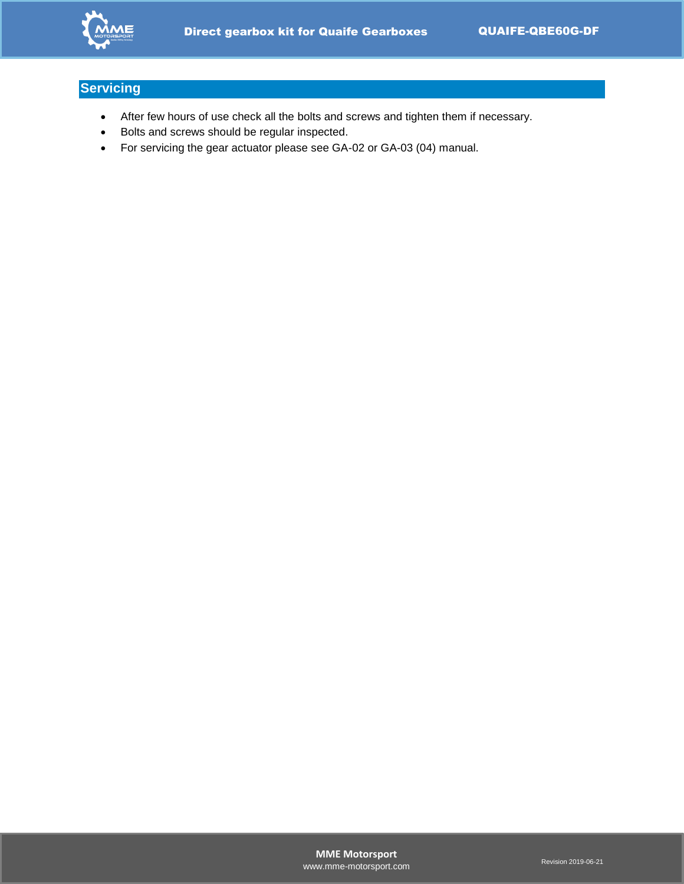## Servicing

- After few hours of use check all the bolts and screws and tighten them if necessary.
- Bolts and screws should be regular inspected.
- For servicing the gear actuator please see GA-02 or GA-03 (04) manual.